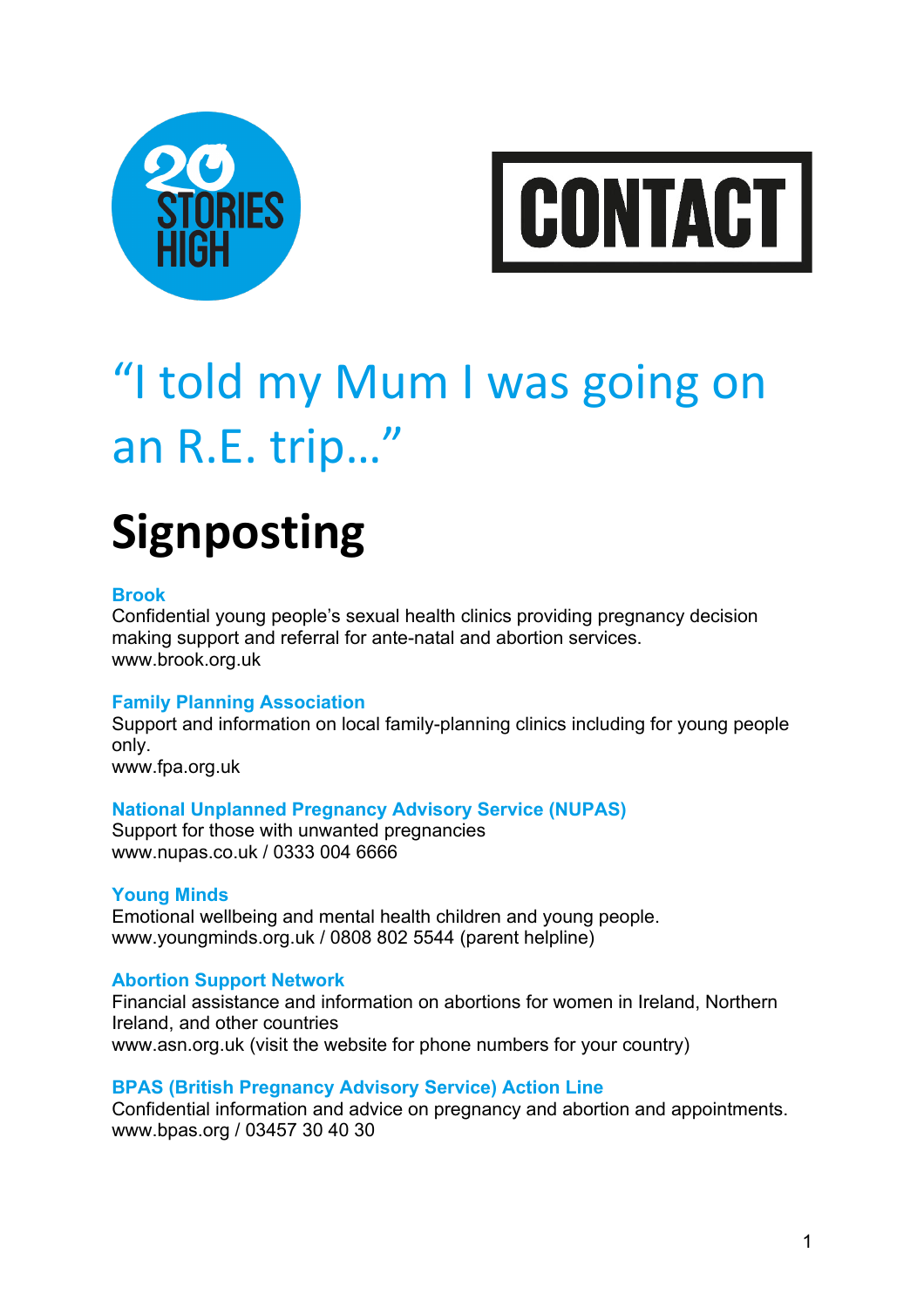20 STORIES HIGH

CONTACT

# "I told my Mum I was going on an R.E. trip…"

# Signposting

### Brook

Confidential young people's sexual health clinics providing pregnancy decision making support and referral for ante-natal and abortion services.
www.brook.org.uk

### Family Planning Association

Support and information on local family-planning clinics including for young people only.
www.fpa.org.uk

### National Unplanned Pregnancy Advisory Service (NUPAS)

Support for those with unwanted pregnancies
www.nupas.co.uk / 0333 004 6666

### Young Minds

Emotional wellbeing and mental health children and young people.
www.youngminds.org.uk / 0808 802 5544 (parent helpline)

### Abortion Support Network

Financial assistance and information on abortions for women in Ireland, Northern Ireland, and other countries
www.asn.org.uk (visit the website for phone numbers for your country)

### BPAS (British Pregnancy Advisory Service) Action Line

Confidential information and advice on pregnancy and abortion and appointments.
www.bpas.org / 03457 30 40 30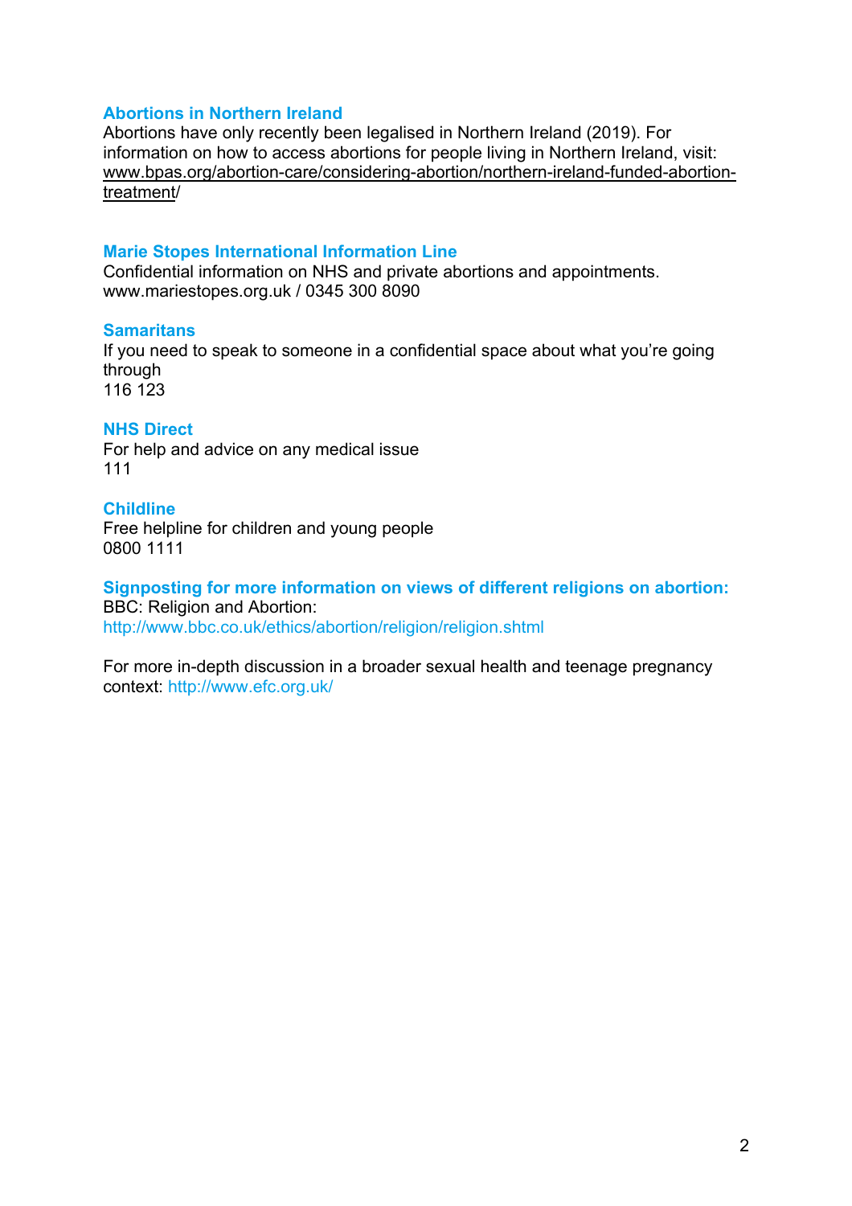### Abortions in Northern Ireland

Abortions have only recently been legalised in Northern Ireland (2019). For information on how to access abortions for people living in Northern Ireland, visit: www.bpas.org/abortion-care/considering-abortion/northern-ireland-funded-abortion-treatment/

### Marie Stopes International Information Line

Confidential information on NHS and private abortions and appointments.
www.mariestopes.org.uk / 0345 300 8090

### Samaritans

If you need to speak to someone in a confidential space about what you're going through
116 123

### NHS Direct

For help and advice on any medical issue
111

### Childline

Free helpline for children and young people
0800 1111

### Signposting for more information on views of different religions on abortion:

BBC: Religion and Abortion:
http://www.bbc.co.uk/ethics/abortion/religion/religion.shtml

For more in-depth discussion in a broader sexual health and teenage pregnancy context: http://www.efc.org.uk/